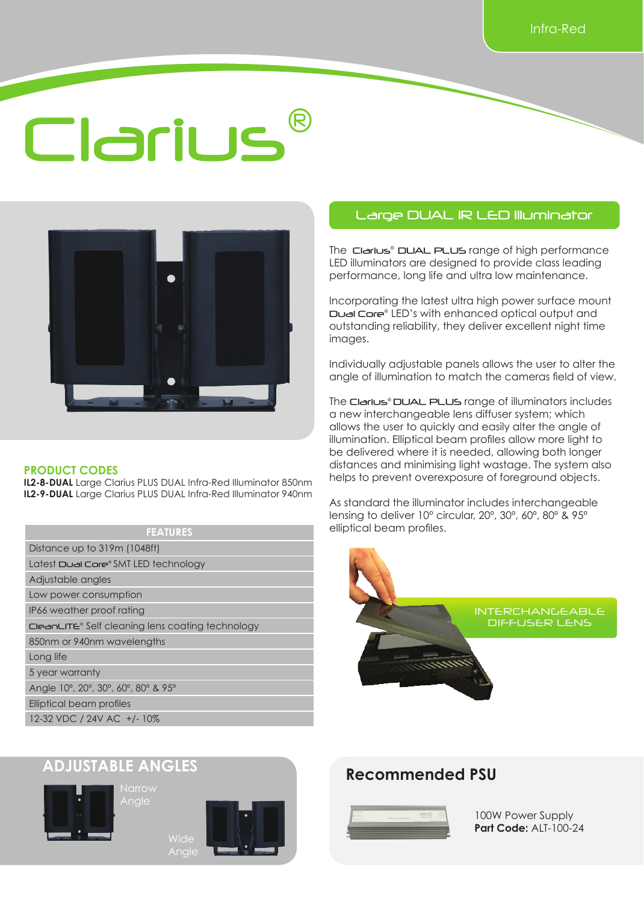Infra-Red

# Clarius®

## Large DUAL IR LED Illuminator

The Clarius® DUAL PLUS range of high performance LED illuminators are designed to provide class leading performance, long life and ultra low maintenance.

Incorporating the latest ultra high power surface mount Dual Core® LED's with enhanced optical output and outstanding reliability, they deliver excellent night time images.

Individually adjustable panels allows the user to alter the angle of illumination to match the cameras field of view.

The Clarius® DUAL PLUS range of illuminators includes a new interchangeable lens diffuser system; which allows the user to quickly and easily alter the angle of illumination. Elliptical beam profiles allow more light to be delivered where it is needed, allowing both longer distances and minimising light wastage. The system also helps to prevent overexposure of foreground objects.

As standard the illuminator includes interchangeable lensing to deliver 10° circular, 20°, 30°, 60°, 80° & 95° elliptical beam profiles.

INTERCHANGEABLE DIFFUSER LENS

### PRODUCT CODES

**IL2-8-DUAL** Large Clarius PLUS DUAL Infra-Red Illuminator 850nm
**IL2-9-DUAL** Large Clarius PLUS DUAL Infra-Red Illuminator 940nm

| FEATURES |
|---|
| Distance up to 319m (1048ft) |
| Latest Dual Core® SMT LED technology |
| Adjustable angles |
| Low power consumption |
| IP66 weather proof rating |
| CleanLITE® Self cleaning lens coating technology |
| 850nm or 940nm wavelengths |
| Long life |
| 5 year warranty |
| Angle 10°, 20°, 30°, 60°, 80° & 95° |
| Elliptical beam profiles |
| 12-32 VDC / 24V AC +/- 10% |

## ADJUSTABLE ANGLES

Narrow Angle

Wide Angle

## Recommended PSU

100W Power Supply
**Part Code:** ALT-100-24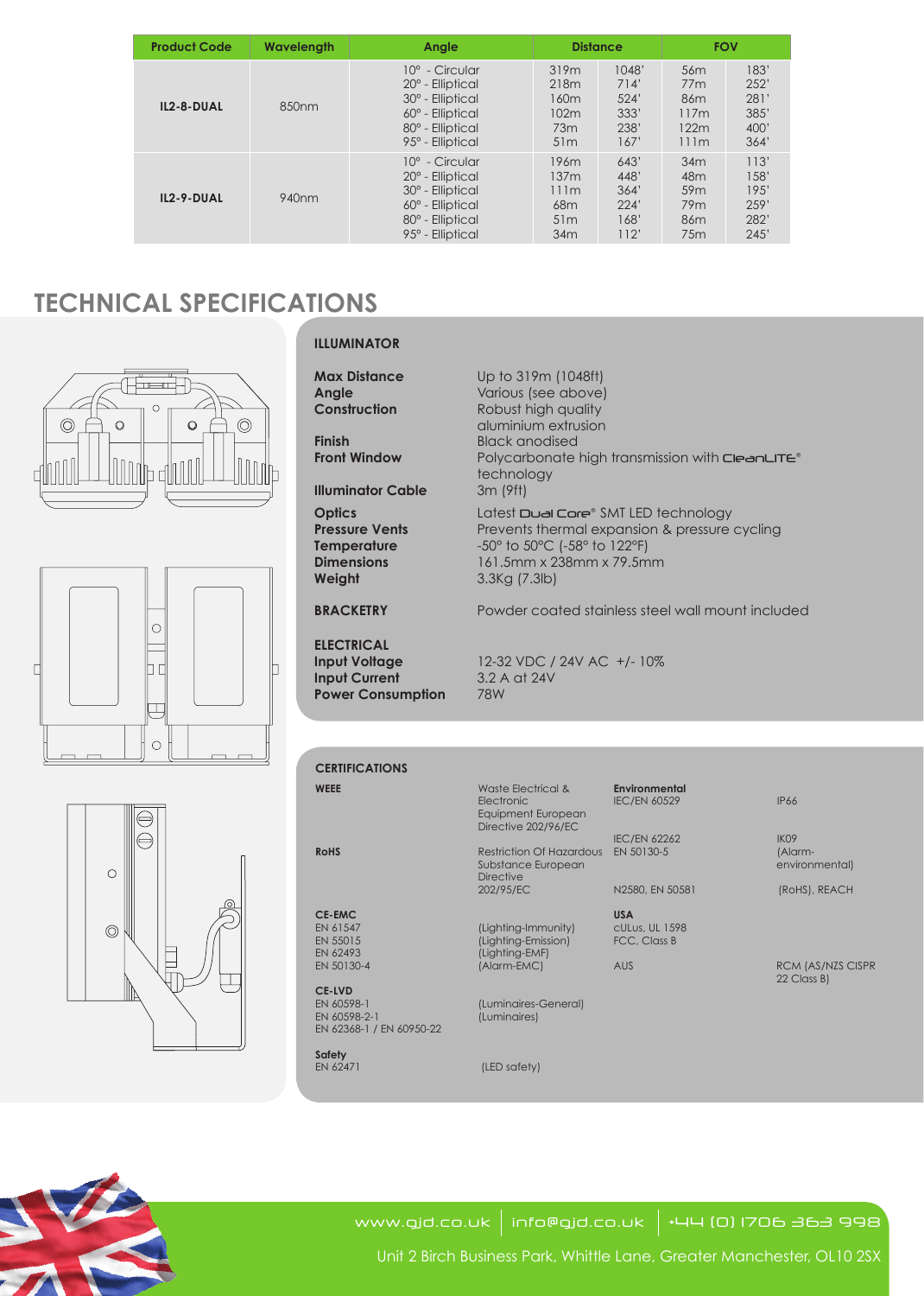| Product Code | Wavelength | Angle | Distance | | FOV | |
|---|---|---|---|---|---|---|
| IL2-8-DUAL | 850nm | 10° - Circular | 319m | 1048' | 56m | 183' |
| | | 20° - Elliptical | 218m | 714' | 77m | 252' |
| | | 30° - Elliptical | 160m | 524' | 86m | 281' |
| | | 60° - Elliptical | 102m | 333' | 117m | 385' |
| | | 80° - Elliptical | 73m | 238' | 122m | 400' |
| | | 95° - Elliptical | 51m | 167' | 111m | 364' |
| IL2-9-DUAL | 940nm | 10° - Circular | 196m | 643' | 34m | 113' |
| | | 20° - Elliptical | 137m | 448' | 48m | 158' |
| | | 30° - Elliptical | 111m | 364' | 59m | 195' |
| | | 60° - Elliptical | 68m | 224' | 79m | 259' |
| | | 80° - Elliptical | 51m | 168' | 86m | 282' |
| | | 95° - Elliptical | 34m | 112' | 75m | 245' |

# TECHNICAL SPECIFICATIONS

## ILLUMINATOR

| | |
|---|---|
| **Max Distance** | Up to 319m (1048ft) |
| **Angle** | Various (see above) |
| **Construction** | Robust high quality aluminium extrusion |
| **Finish** | Black anodised |
| **Front Window** | Polycarbonate high transmission with CleanLITE® technology |
| **Illuminator Cable** | 3m (9ft) |
| **Optics** | Latest Dual Core® SMT LED technology |
| **Pressure Vents** | Prevents thermal expansion & pressure cycling |
| **Temperature** | -50° to 50°C (-58° to 122°F) |
| **Dimensions** | 161.5mm x 238mm x 79.5mm |
| **Weight** | 3.3Kg (7.3lb) |

## BRACKETRY

Powder coated stainless steel wall mount included

## ELECTRICAL

| | |
|---|---|
| **Input Voltage** | 12-32 VDC / 24V AC +/- 10% |
| **Input Current** | 3.2 A at 24V |
| **Power Consumption** | 78W |

## CERTIFICATIONS

| | | | |
|---|---|---|---|
| **WEEE** | Waste Electrical & Electronic Equipment European Directive 202/96/EC | **Environmental** IEC/EN 60529 | IP66 |
| | | IEC/EN 62262 | IK09 |
| **RoHS** | Restriction Of Hazardous Substance European Directive 202/95/EC | EN 50130-5 | (Alarm-environmental) |
| | | N2580, EN 50581 | (RoHS), REACH |
| **CE-EMC** | | **USA** | |
| EN 61547 | (Lighting-Immunity) | cULus, UL 1598 | |
| EN 55015 | (Lighting-Emission) | FCC, Class B | |
| EN 62493 | (Lighting-EMF) | | |
| EN 50130-4 | (Alarm-EMC) | AUS | RCM (AS/NZS CISPR 22 Class B) |
| **CE-LVD** | | | |
| EN 60598-1 | (Luminaires-General) | | |
| EN 60598-2-1 | (Luminaires) | | |
| EN 62368-1 / EN 60950-22 | | | |
| **Safety** | | | |
| EN 62471 | (LED safety) | | |

www.gjd.co.uk | info@gjd.co.uk | +44 (0) 1706 363 998

Unit 2 Birch Business Park, Whittle Lane, Greater Manchester, OL10 2SX